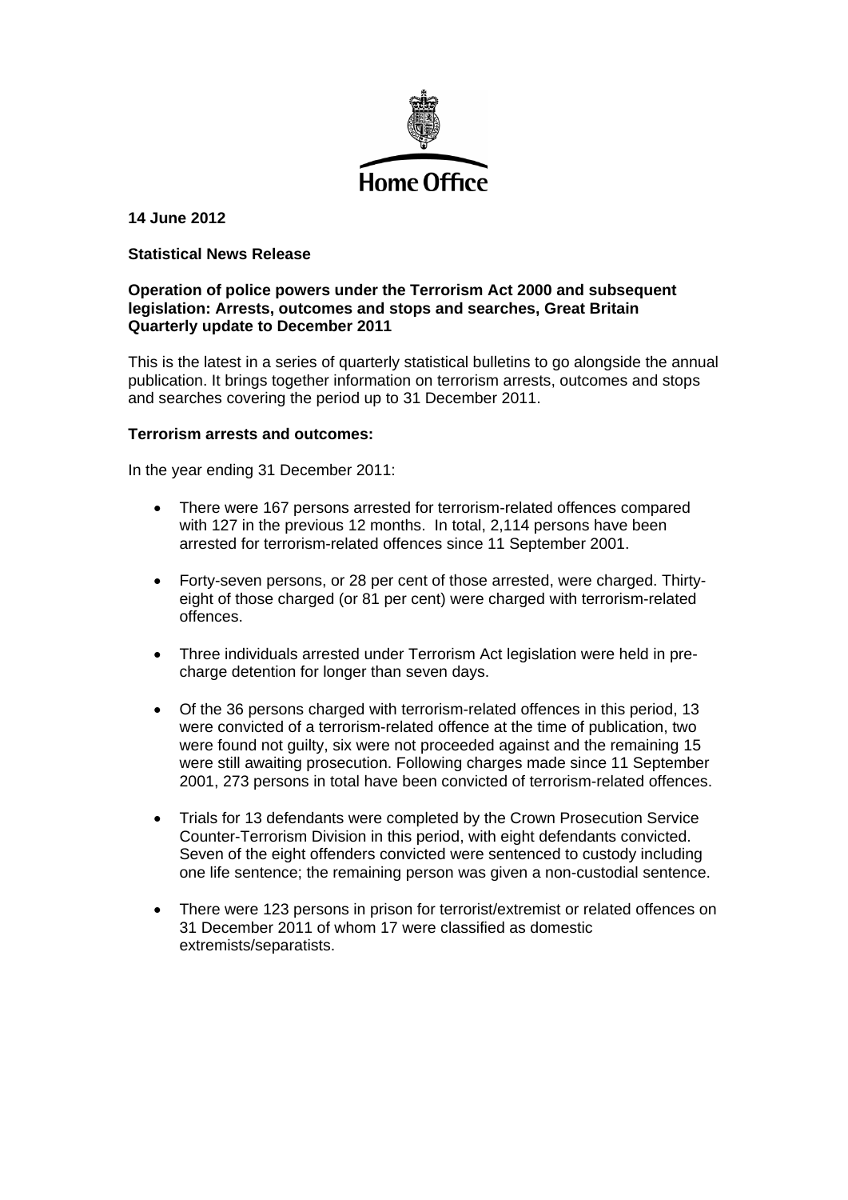Home Office

**14 June 2012**

**Statistical News Release**

**Operation of police powers under the Terrorism Act 2000 and subsequent legislation: Arrests, outcomes and stops and searches, Great Britain Quarterly update to December 2011**

This is the latest in a series of quarterly statistical bulletins to go alongside the annual publication. It brings together information on terrorism arrests, outcomes and stops and searches covering the period up to 31 December 2011.

**Terrorism arrests and outcomes:**

In the year ending 31 December 2011:

- There were 167 persons arrested for terrorism-related offences compared with 127 in the previous 12 months. In total, 2,114 persons have been arrested for terrorism-related offences since 11 September 2001.
- Forty-seven persons, or 28 per cent of those arrested, were charged. Thirty-eight of those charged (or 81 per cent) were charged with terrorism-related offences.
- Three individuals arrested under Terrorism Act legislation were held in pre-charge detention for longer than seven days.
- Of the 36 persons charged with terrorism-related offences in this period, 13 were convicted of a terrorism-related offence at the time of publication, two were found not guilty, six were not proceeded against and the remaining 15 were still awaiting prosecution. Following charges made since 11 September 2001, 273 persons in total have been convicted of terrorism-related offences.
- Trials for 13 defendants were completed by the Crown Prosecution Service Counter-Terrorism Division in this period, with eight defendants convicted. Seven of the eight offenders convicted were sentenced to custody including one life sentence; the remaining person was given a non-custodial sentence.
- There were 123 persons in prison for terrorist/extremist or related offences on 31 December 2011 of whom 17 were classified as domestic extremists/separatists.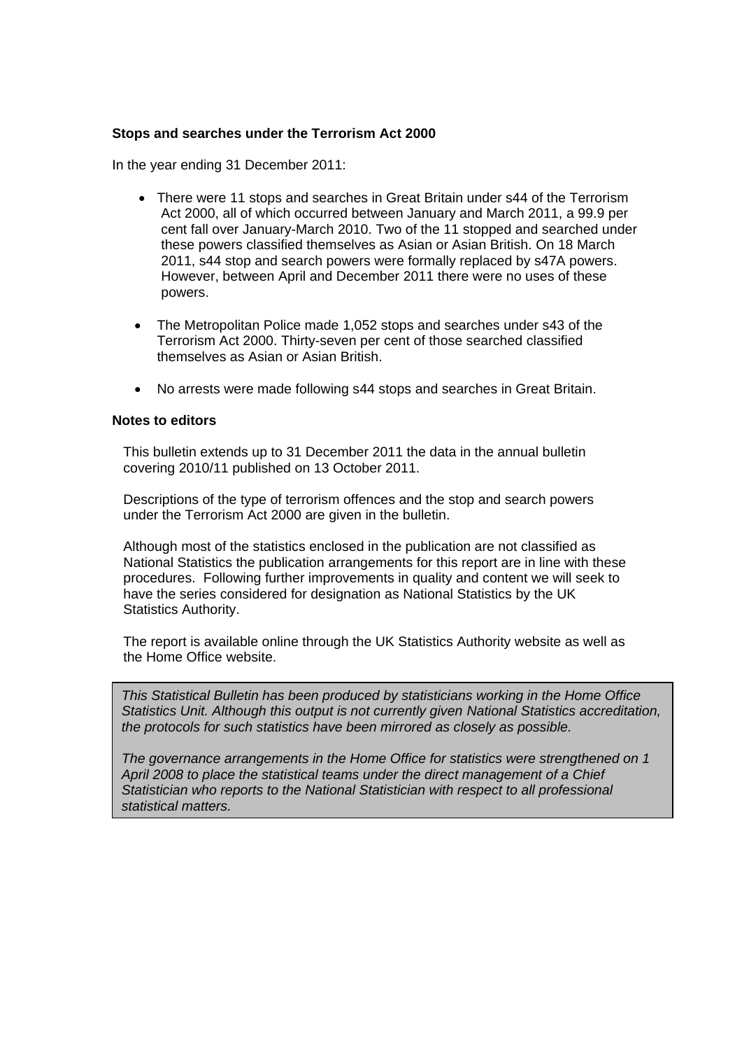**Stops and searches under the Terrorism Act 2000**

In the year ending 31 December 2011:

- There were 11 stops and searches in Great Britain under s44 of the Terrorism Act 2000, all of which occurred between January and March 2011, a 99.9 per cent fall over January-March 2010. Two of the 11 stopped and searched under these powers classified themselves as Asian or Asian British. On 18 March 2011, s44 stop and search powers were formally replaced by s47A powers. However, between April and December 2011 there were no uses of these powers.

- The Metropolitan Police made 1,052 stops and searches under s43 of the Terrorism Act 2000. Thirty-seven per cent of those searched classified themselves as Asian or Asian British.

- No arrests were made following s44 stops and searches in Great Britain.

**Notes to editors**

This bulletin extends up to 31 December 2011 the data in the annual bulletin covering 2010/11 published on 13 October 2011.

Descriptions of the type of terrorism offences and the stop and search powers under the Terrorism Act 2000 are given in the bulletin.

Although most of the statistics enclosed in the publication are not classified as National Statistics the publication arrangements for this report are in line with these procedures. Following further improvements in quality and content we will seek to have the series considered for designation as National Statistics by the UK Statistics Authority.

The report is available online through the UK Statistics Authority website as well as the Home Office website.

*This Statistical Bulletin has been produced by statisticians working in the Home Office Statistics Unit. Although this output is not currently given National Statistics accreditation, the protocols for such statistics have been mirrored as closely as possible.*

*The governance arrangements in the Home Office for statistics were strengthened on 1 April 2008 to place the statistical teams under the direct management of a Chief Statistician who reports to the National Statistician with respect to all professional statistical matters.*